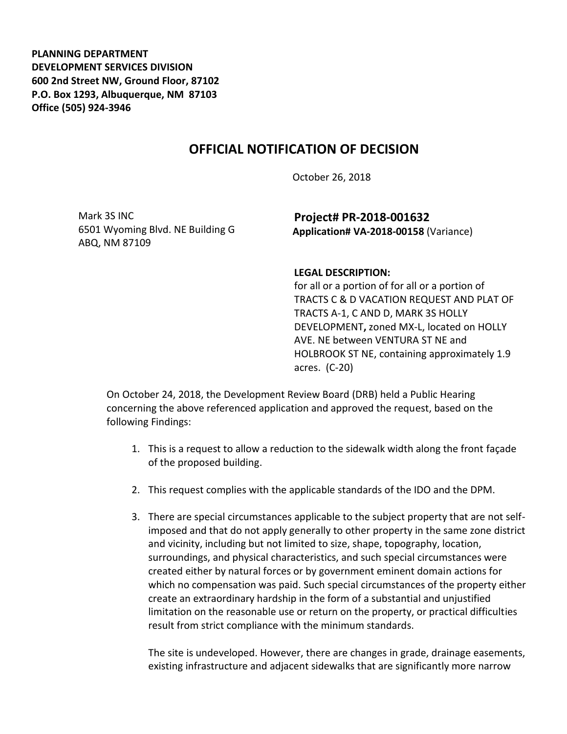**PLANNING DEPARTMENT**
**DEVELOPMENT SERVICES DIVISION**
**600 2nd Street NW, Ground Floor, 87102**
**P.O. Box 1293, Albuquerque, NM 87103**
**Office (505) 924-3946**

# OFFICIAL NOTIFICATION OF DECISION

October 26, 2018

Mark 3S INC
6501 Wyoming Blvd. NE Building G
ABQ, NM 87109

**Project# PR-2018-001632**
**Application# VA-2018-00158** (Variance)

**LEGAL DESCRIPTION:**
for all or a portion of for all or a portion of TRACTS C & D VACATION REQUEST AND PLAT OF TRACTS A-1, C AND D, MARK 3S HOLLY DEVELOPMENT**,** zoned MX-L, located on HOLLY AVE. NE between VENTURA ST NE and HOLBROOK ST NE, containing approximately 1.9 acres. (C-20)

On October 24, 2018, the Development Review Board (DRB) held a Public Hearing concerning the above referenced application and approved the request, based on the following Findings:

1. This is a request to allow a reduction to the sidewalk width along the front façade of the proposed building.

2. This request complies with the applicable standards of the IDO and the DPM.

3. There are special circumstances applicable to the subject property that are not self-imposed and that do not apply generally to other property in the same zone district and vicinity, including but not limited to size, shape, topography, location, surroundings, and physical characteristics, and such special circumstances were created either by natural forces or by government eminent domain actions for which no compensation was paid. Such special circumstances of the property either create an extraordinary hardship in the form of a substantial and unjustified limitation on the reasonable use or return on the property, or practical difficulties result from strict compliance with the minimum standards.

   The site is undeveloped. However, there are changes in grade, drainage easements, existing infrastructure and adjacent sidewalks that are significantly more narrow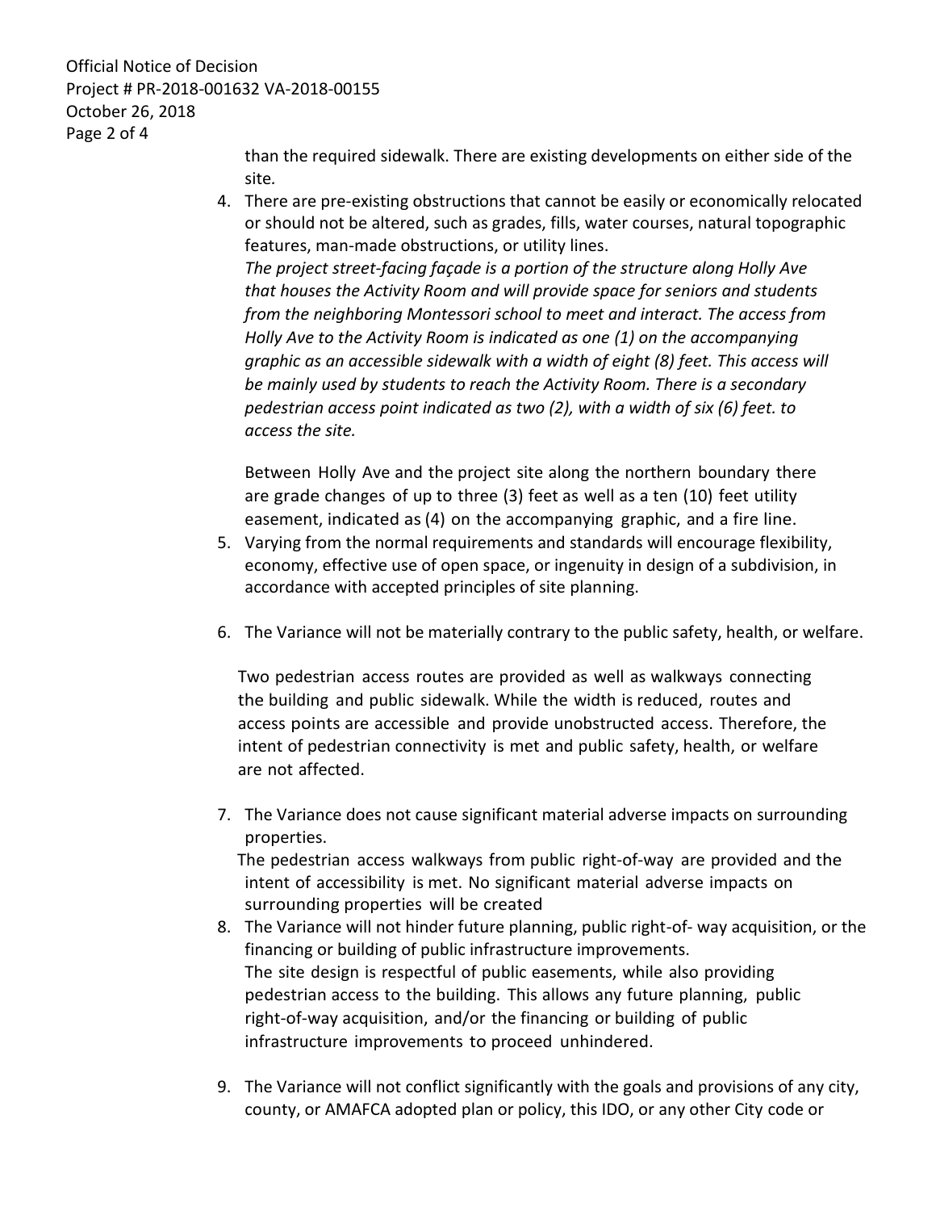than the required sidewalk. There are existing developments on either side of the site.

4. There are pre-existing obstructions that cannot be easily or economically relocated or should not be altered, such as grades, fills, water courses, natural topographic features, man-made obstructions, or utility lines.
   *The project street-facing façade is a portion of the structure along Holly Ave that houses the Activity Room and will provide space for seniors and students from the neighboring Montessori school to meet and interact. The access from Holly Ave to the Activity Room is indicated as one (1) on the accompanying graphic as an accessible sidewalk with a width of eight (8) feet. This access will be mainly used by students to reach the Activity Room. There is a secondary pedestrian access point indicated as two (2), with a width of six (6) feet. to access the site.*

   Between Holly Ave and the project site along the northern boundary there are grade changes of up to three (3) feet as well as a ten (10) feet utility easement, indicated as (4) on the accompanying graphic, and a fire line.
5. Varying from the normal requirements and standards will encourage flexibility, economy, effective use of open space, or ingenuity in design of a subdivision, in accordance with accepted principles of site planning.

6. The Variance will not be materially contrary to the public safety, health, or welfare.

   Two pedestrian access routes are provided as well as walkways connecting the building and public sidewalk. While the width is reduced, routes and access points are accessible and provide unobstructed access. Therefore, the intent of pedestrian connectivity is met and public safety, health, or welfare are not affected.

7. The Variance does not cause significant material adverse impacts on surrounding properties.
   The pedestrian access walkways from public right-of-way are provided and the intent of accessibility is met. No significant material adverse impacts on surrounding properties will be created
8. The Variance will not hinder future planning, public right-of- way acquisition, or the financing or building of public infrastructure improvements.
   The site design is respectful of public easements, while also providing pedestrian access to the building. This allows any future planning, public right-of-way acquisition, and/or the financing or building of public infrastructure improvements to proceed unhindered.

9. The Variance will not conflict significantly with the goals and provisions of any city, county, or AMAFCA adopted plan or policy, this IDO, or any other City code or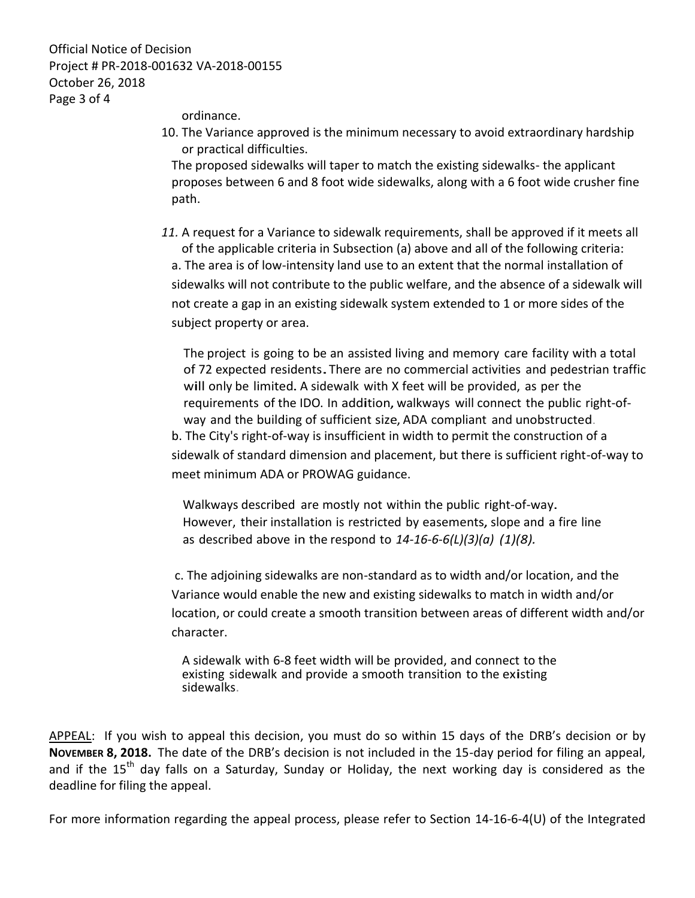ordinance.

10. The Variance approved is the minimum necessary to avoid extraordinary hardship or practical difficulties.

    The proposed sidewalks will taper to match the existing sidewalks- the applicant proposes between 6 and 8 foot wide sidewalks, along with a 6 foot wide crusher fine path.

11. A request for a Variance to sidewalk requirements, shall be approved if it meets all of the applicable criteria in Subsection (a) above and all of the following criteria:

    a. The area is of low-intensity land use to an extent that the normal installation of sidewalks will not contribute to the public welfare, and the absence of a sidewalk will not create a gap in an existing sidewalk system extended to 1 or more sides of the subject property or area.

    The project is going to be an assisted living and memory care facility with a total of 72 expected residents. There are no commercial activities and pedestrian traffic will only be limited. A sidewalk with X feet will be provided, as per the requirements of the IDO. In addition, walkways will connect the public right-of-way and the building of sufficient size, ADA compliant and unobstructed.

    b. The City's right-of-way is insufficient in width to permit the construction of a sidewalk of standard dimension and placement, but there is sufficient right-of-way to meet minimum ADA or PROWAG guidance.

    Walkways described are mostly not within the public right-of-way. However, their installation is restricted by easements, slope and a fire line as described above in the respond to *14-16-6-6(L)(3)(a) (1)(8).*

    c. The adjoining sidewalks are non-standard as to width and/or location, and the Variance would enable the new and existing sidewalks to match in width and/or location, or could create a smooth transition between areas of different width and/or character.

    A sidewalk with 6-8 feet width will be provided, and connect to the existing sidewalk and provide a smooth transition to the existing sidewalks.

APPEAL: If you wish to appeal this decision, you must do so within 15 days of the DRB's decision or by **NOVEMBER 8, 2018.** The date of the DRB's decision is not included in the 15-day period for filing an appeal, and if the 15th day falls on a Saturday, Sunday or Holiday, the next working day is considered as the deadline for filing the appeal.

For more information regarding the appeal process, please refer to Section 14-16-6-4(U) of the Integrated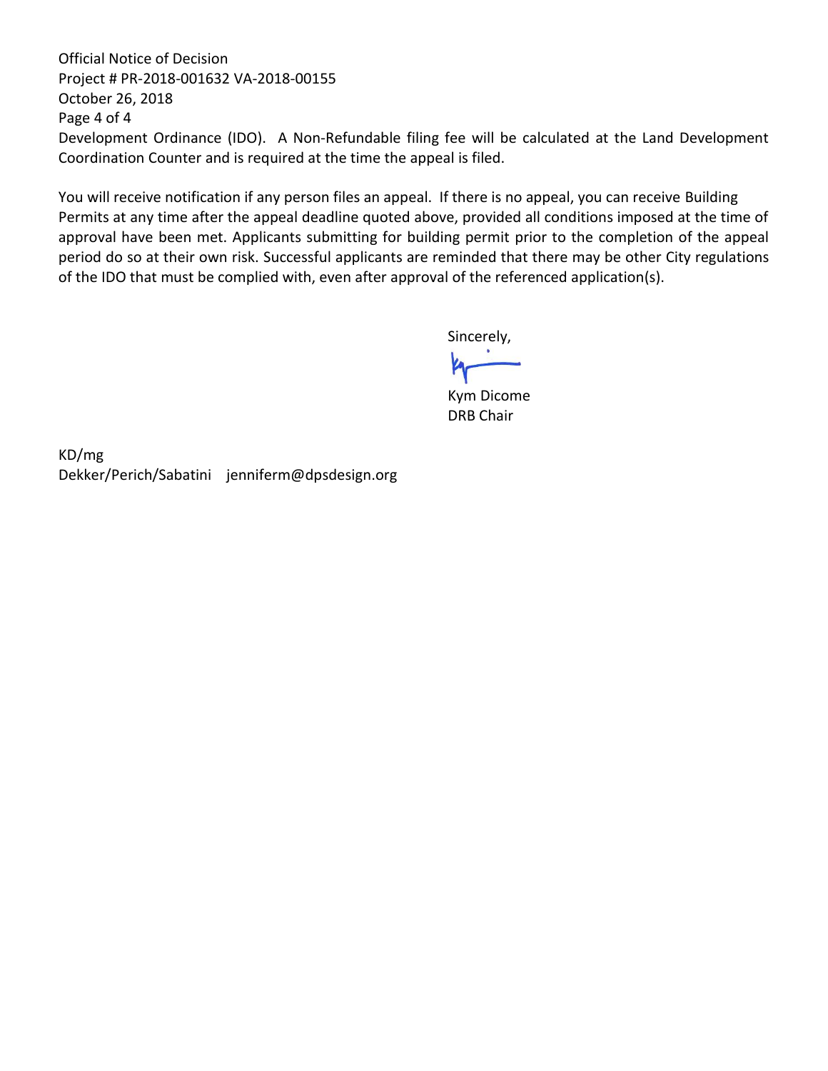Development Ordinance (IDO). A Non-Refundable filing fee will be calculated at the Land Development Coordination Counter and is required at the time the appeal is filed.

You will receive notification if any person files an appeal. If there is no appeal, you can receive Building Permits at any time after the appeal deadline quoted above, provided all conditions imposed at the time of approval have been met. Applicants submitting for building permit prior to the completion of the appeal period do so at their own risk. Successful applicants are reminded that there may be other City regulations of the IDO that must be complied with, even after approval of the referenced application(s).

Sincerely,

Kym Dicome
DRB Chair

KD/mg
Dekker/Perich/Sabatini jenniferm@dpsdesign.org